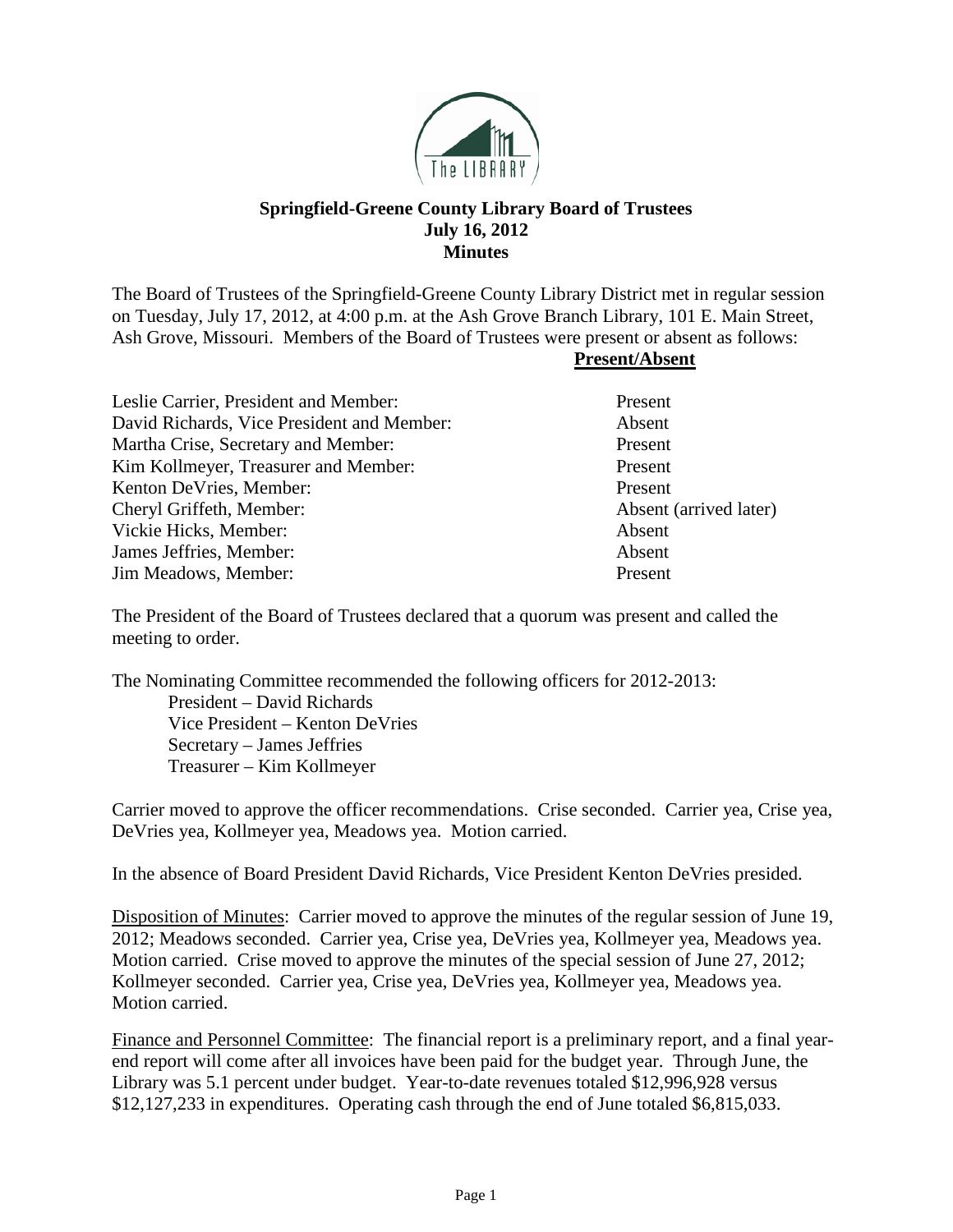# Springfield-Greene County Library Board of Trustees
## July 16, 2012
## Minutes

The Board of Trustees of the Springfield-Greene County Library District met in regular session on Tuesday, July 17, 2012, at 4:00 p.m. at the Ash Grove Branch Library, 101 E. Main Street, Ash Grove, Missouri. Members of the Board of Trustees were present or absent as follows:

| | **Present/Absent** |
|---|---|
| Leslie Carrier, President and Member: | Present |
| David Richards, Vice President and Member: | Absent |
| Martha Crise, Secretary and Member: | Present |
| Kim Kollmeyer, Treasurer and Member: | Present |
| Kenton DeVries, Member: | Present |
| Cheryl Griffeth, Member: | Absent (arrived later) |
| Vickie Hicks, Member: | Absent |
| James Jeffries, Member: | Absent |
| Jim Meadows, Member: | Present |

The President of the Board of Trustees declared that a quorum was present and called the meeting to order.

The Nominating Committee recommended the following officers for 2012-2013:

- President – David Richards
- Vice President – Kenton DeVries
- Secretary – James Jeffries
- Treasurer – Kim Kollmeyer

Carrier moved to approve the officer recommendations. Crise seconded. Carrier yea, Crise yea, DeVries yea, Kollmeyer yea, Meadows yea. Motion carried.

In the absence of Board President David Richards, Vice President Kenton DeVries presided.

<u>Disposition of Minutes</u>: Carrier moved to approve the minutes of the regular session of June 19, 2012; Meadows seconded. Carrier yea, Crise yea, DeVries yea, Kollmeyer yea, Meadows yea. Motion carried. Crise moved to approve the minutes of the special session of June 27, 2012; Kollmeyer seconded. Carrier yea, Crise yea, DeVries yea, Kollmeyer yea, Meadows yea. Motion carried.

<u>Finance and Personnel Committee</u>: The financial report is a preliminary report, and a final year-end report will come after all invoices have been paid for the budget year. Through June, the Library was 5.1 percent under budget. Year-to-date revenues totaled $12,996,928 versus $12,127,233 in expenditures. Operating cash through the end of June totaled $6,815,033.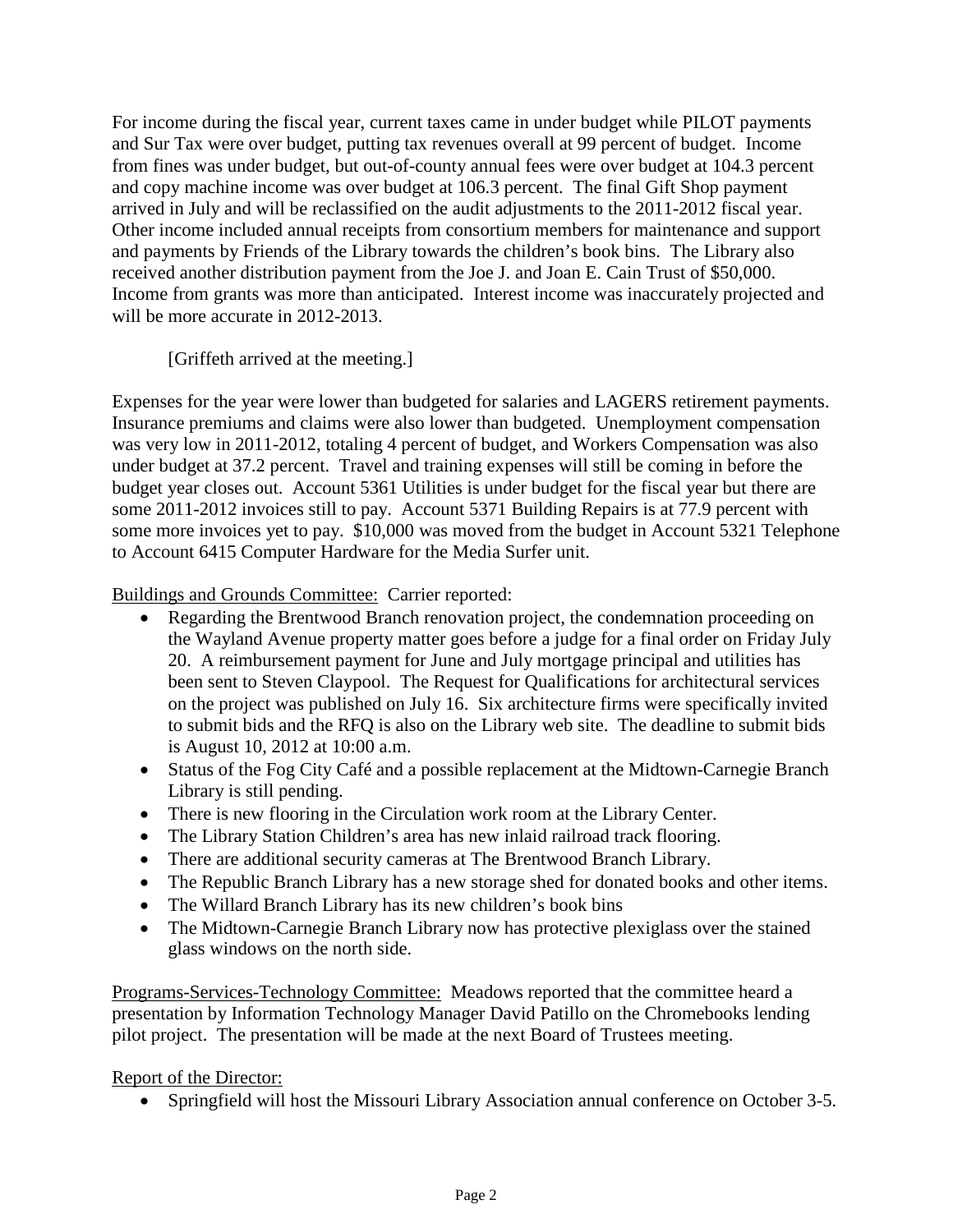For income during the fiscal year, current taxes came in under budget while PILOT payments and Sur Tax were over budget, putting tax revenues overall at 99 percent of budget. Income from fines was under budget, but out-of-county annual fees were over budget at 104.3 percent and copy machine income was over budget at 106.3 percent. The final Gift Shop payment arrived in July and will be reclassified on the audit adjustments to the 2011-2012 fiscal year. Other income included annual receipts from consortium members for maintenance and support and payments by Friends of the Library towards the children's book bins. The Library also received another distribution payment from the Joe J. and Joan E. Cain Trust of $50,000. Income from grants was more than anticipated. Interest income was inaccurately projected and will be more accurate in 2012-2013.

[Griffeth arrived at the meeting.]

Expenses for the year were lower than budgeted for salaries and LAGERS retirement payments. Insurance premiums and claims were also lower than budgeted. Unemployment compensation was very low in 2011-2012, totaling 4 percent of budget, and Workers Compensation was also under budget at 37.2 percent. Travel and training expenses will still be coming in before the budget year closes out. Account 5361 Utilities is under budget for the fiscal year but there are some 2011-2012 invoices still to pay. Account 5371 Building Repairs is at 77.9 percent with some more invoices yet to pay. $10,000 was moved from the budget in Account 5321 Telephone to Account 6415 Computer Hardware for the Media Surfer unit.

<u>Buildings and Grounds Committee:</u> Carrier reported:

- Regarding the Brentwood Branch renovation project, the condemnation proceeding on the Wayland Avenue property matter goes before a judge for a final order on Friday July 20. A reimbursement payment for June and July mortgage principal and utilities has been sent to Steven Claypool. The Request for Qualifications for architectural services on the project was published on July 16. Six architecture firms were specifically invited to submit bids and the RFQ is also on the Library web site. The deadline to submit bids is August 10, 2012 at 10:00 a.m.
- Status of the Fog City Café and a possible replacement at the Midtown-Carnegie Branch Library is still pending.
- There is new flooring in the Circulation work room at the Library Center.
- The Library Station Children's area has new inlaid railroad track flooring.
- There are additional security cameras at The Brentwood Branch Library.
- The Republic Branch Library has a new storage shed for donated books and other items.
- The Willard Branch Library has its new children's book bins
- The Midtown-Carnegie Branch Library now has protective plexiglass over the stained glass windows on the north side.

<u>Programs-Services-Technology Committee:</u> Meadows reported that the committee heard a presentation by Information Technology Manager David Patillo on the Chromebooks lending pilot project. The presentation will be made at the next Board of Trustees meeting.

<u>Report of the Director:</u>

- Springfield will host the Missouri Library Association annual conference on October 3-5.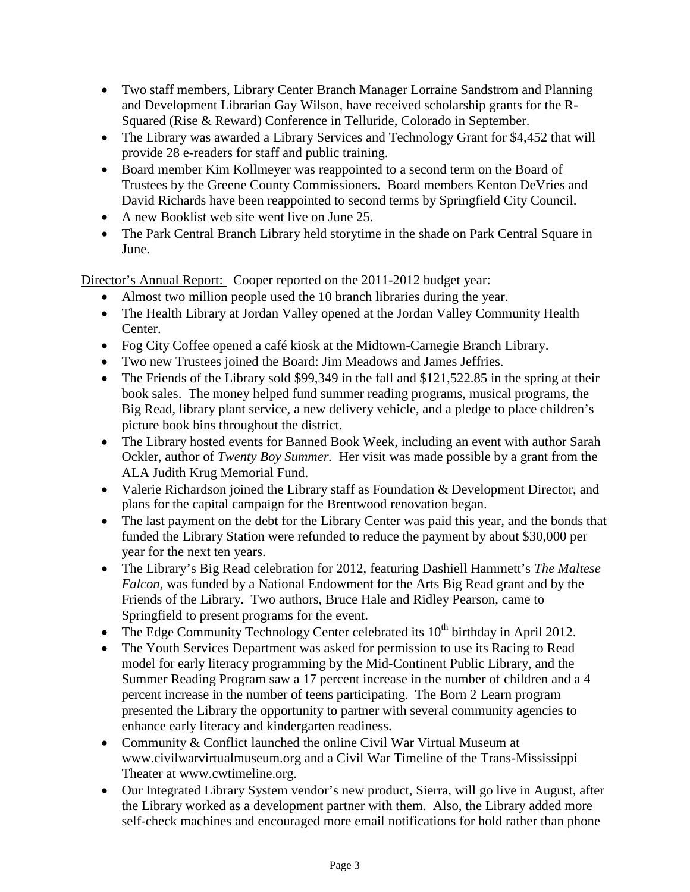- Two staff members, Library Center Branch Manager Lorraine Sandstrom and Planning and Development Librarian Gay Wilson, have received scholarship grants for the R-Squared (Rise & Reward) Conference in Telluride, Colorado in September.
- The Library was awarded a Library Services and Technology Grant for $4,452 that will provide 28 e-readers for staff and public training.
- Board member Kim Kollmeyer was reappointed to a second term on the Board of Trustees by the Greene County Commissioners. Board members Kenton DeVries and David Richards have been reappointed to second terms by Springfield City Council.
- A new Booklist web site went live on June 25.
- The Park Central Branch Library held storytime in the shade on Park Central Square in June.

Director's Annual Report: Cooper reported on the 2011-2012 budget year:

- Almost two million people used the 10 branch libraries during the year.
- The Health Library at Jordan Valley opened at the Jordan Valley Community Health Center.
- Fog City Coffee opened a café kiosk at the Midtown-Carnegie Branch Library.
- Two new Trustees joined the Board: Jim Meadows and James Jeffries.
- The Friends of the Library sold $99,349 in the fall and $121,522.85 in the spring at their book sales. The money helped fund summer reading programs, musical programs, the Big Read, library plant service, a new delivery vehicle, and a pledge to place children's picture book bins throughout the district.
- The Library hosted events for Banned Book Week, including an event with author Sarah Ockler, author of *Twenty Boy Summer.* Her visit was made possible by a grant from the ALA Judith Krug Memorial Fund.
- Valerie Richardson joined the Library staff as Foundation & Development Director, and plans for the capital campaign for the Brentwood renovation began.
- The last payment on the debt for the Library Center was paid this year, and the bonds that funded the Library Station were refunded to reduce the payment by about $30,000 per year for the next ten years.
- The Library's Big Read celebration for 2012, featuring Dashiell Hammett's *The Maltese Falcon*, was funded by a National Endowment for the Arts Big Read grant and by the Friends of the Library. Two authors, Bruce Hale and Ridley Pearson, came to Springfield to present programs for the event.
- The Edge Community Technology Center celebrated its 10th birthday in April 2012.
- The Youth Services Department was asked for permission to use its Racing to Read model for early literacy programming by the Mid-Continent Public Library, and the Summer Reading Program saw a 17 percent increase in the number of children and a 4 percent increase in the number of teens participating. The Born 2 Learn program presented the Library the opportunity to partner with several community agencies to enhance early literacy and kindergarten readiness.
- Community & Conflict launched the online Civil War Virtual Museum at www.civilwarvirtualmuseum.org and a Civil War Timeline of the Trans-Mississippi Theater at www.cwtimeline.org.
- Our Integrated Library System vendor's new product, Sierra, will go live in August, after the Library worked as a development partner with them. Also, the Library added more self-check machines and encouraged more email notifications for hold rather than phone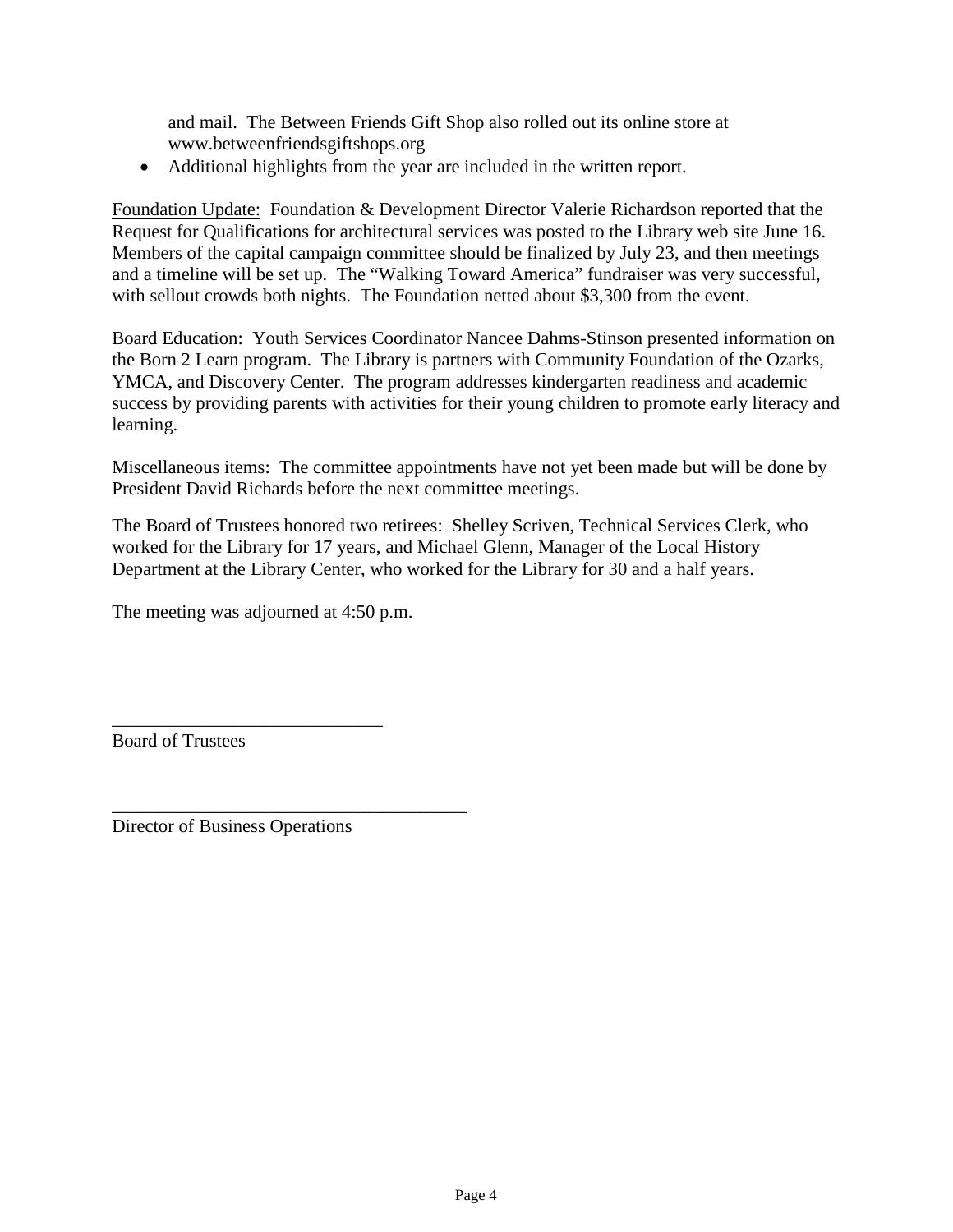and mail. The Between Friends Gift Shop also rolled out its online store at www.betweenfriendsgiftshops.org

- Additional highlights from the year are included in the written report.

<u>Foundation Update:</u> Foundation & Development Director Valerie Richardson reported that the Request for Qualifications for architectural services was posted to the Library web site June 16. Members of the capital campaign committee should be finalized by July 23, and then meetings and a timeline will be set up. The "Walking Toward America" fundraiser was very successful, with sellout crowds both nights. The Foundation netted about $3,300 from the event.

<u>Board Education</u>: Youth Services Coordinator Nancee Dahms-Stinson presented information on the Born 2 Learn program. The Library is partners with Community Foundation of the Ozarks, YMCA, and Discovery Center. The program addresses kindergarten readiness and academic success by providing parents with activities for their young children to promote early literacy and learning.

<u>Miscellaneous items</u>: The committee appointments have not yet been made but will be done by President David Richards before the next committee meetings.

The Board of Trustees honored two retirees: Shelley Scriven, Technical Services Clerk, who worked for the Library for 17 years, and Michael Glenn, Manager of the Local History Department at the Library Center, who worked for the Library for 30 and a half years.

The meeting was adjourned at 4:50 p.m.

\_\_\_\_\_\_\_\_\_\_\_\_\_\_\_\_\_\_\_\_\_\_\_\_\_\_\_\_\_

Board of Trustees

\_\_\_\_\_\_\_\_\_\_\_\_\_\_\_\_\_\_\_\_\_\_\_\_\_\_\_\_\_\_\_\_\_\_\_\_\_\_

Director of Business Operations